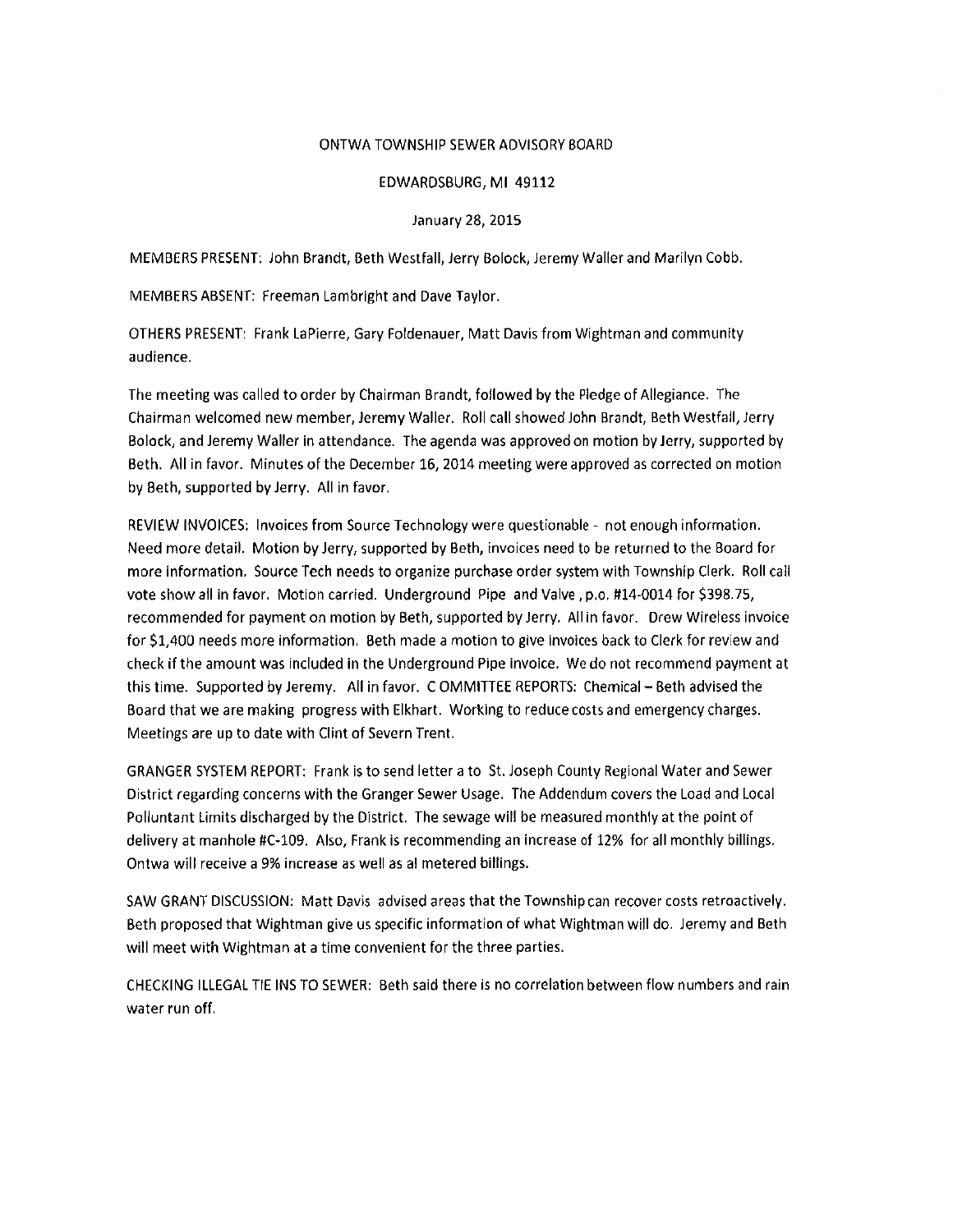ONTWA TOWNSHIP SEWER ADVISORY BOARD

EDWARDSBURG, MI 49112

January 28, 2015

MEMBERS PRESENT: John Brandt, Beth Westfall, Jerry Bolock, Jeremy Waller and Marilyn Cobb.

MEMBERS ABSENT: Freeman Lambright and Dave Taylor.

OTHERS PRESENT: Frank LaPierre, Gary Foldenauer, Matt Davis from Wightman and community audience.

The meeting was called to order by Chairman Brandt, followed by the Pledge of Allegiance. The Chairman welcomed new member, Jeremy Waller. Roll call showed John Brandt, Beth Westfall, Jerry Bolock, and Jeremy Waller in attendance. The agenda was approved on motion by Jerry, supported by Beth. All in favor. Minutes of the December 16, 2014 meeting were approved as corrected on motion by Beth, supported by Jerry. All in favor.

REVIEW INVOICES: Invoices from Source Technology were questionable - not enough information. Need more detail. Motion by Jerry, supported by Beth, invoices need to be returned to the Board for more information. Source Tech needs to organize purchase order system with Township Clerk. Roll call vote show all in favor. Motion carried. Underground Pipe and Valve , p.o. #14-0014 for $398.75, recommended for payment on motion by Beth, supported by Jerry. All in favor. Drew Wireless invoice for $1,400 needs more information. Beth made a motion to give invoices back to Clerk for review and check if the amount was included in the Underground Pipe invoice. We do not recommend payment at this time. Supported by Jeremy. All in favor. C OMMITTEE REPORTS: Chemical – Beth advised the Board that we are making progress with Elkhart. Working to reduce costs and emergency charges. Meetings are up to date with Clint of Severn Trent.

GRANGER SYSTEM REPORT: Frank is to send letter a to St. Joseph County Regional Water and Sewer District regarding concerns with the Granger Sewer Usage. The Addendum covers the Load and Local Polluntant Limits discharged by the District. The sewage will be measured monthly at the point of delivery at manhole #C-109. Also, Frank is recommending an increase of 12% for all monthly billings. Ontwa will receive a 9% increase as well as al metered billings.

SAW GRANT DISCUSSION: Matt Davis advised areas that the Township can recover costs retroactively. Beth proposed that Wightman give us specific information of what Wightman will do. Jeremy and Beth will meet with Wightman at a time convenient for the three parties.

CHECKING ILLEGAL TIE INS TO SEWER: Beth said there is no correlation between flow numbers and rain water run off.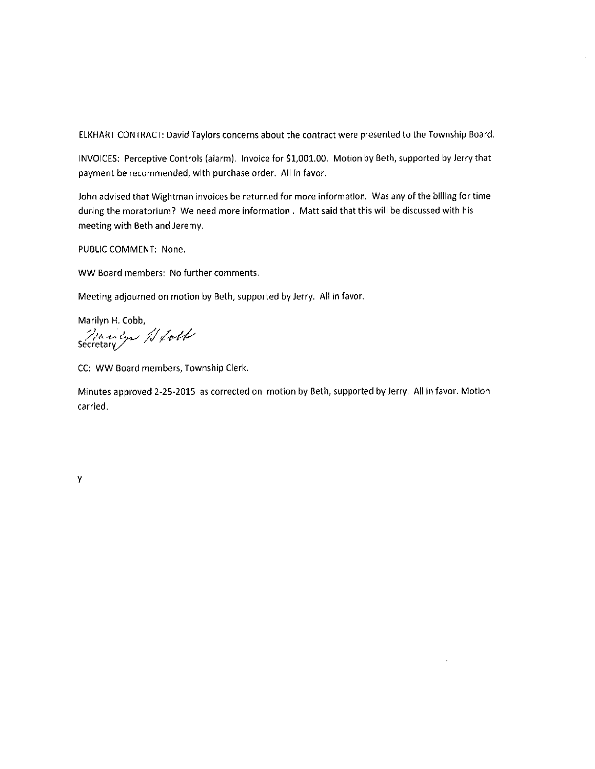ELKHART CONTRACT: David Taylors concerns about the contract were presented to the Township Board.

INVOICES: Perceptive Controls (alarm). Invoice for $1,001.00. Motion by Beth, supported by Jerry that payment be recommended, with purchase order. All in favor.

John advised that Wightman invoices be returned for more information. Was any of the billing for time during the moratorium? We need more information . Matt said that this will be discussed with his meeting with Beth and Jeremy.

PUBLIC COMMENT: None.

WW Board members: No further comments.

Meeting adjourned on motion by Beth, supported by Jerry. All in favor.

Marilyn H. Cobb,
Secretary

CC: WW Board members, Township Clerk.

Minutes approved 2-25-2015 as corrected on motion by Beth, supported by Jerry. All in favor. Motion carried.

y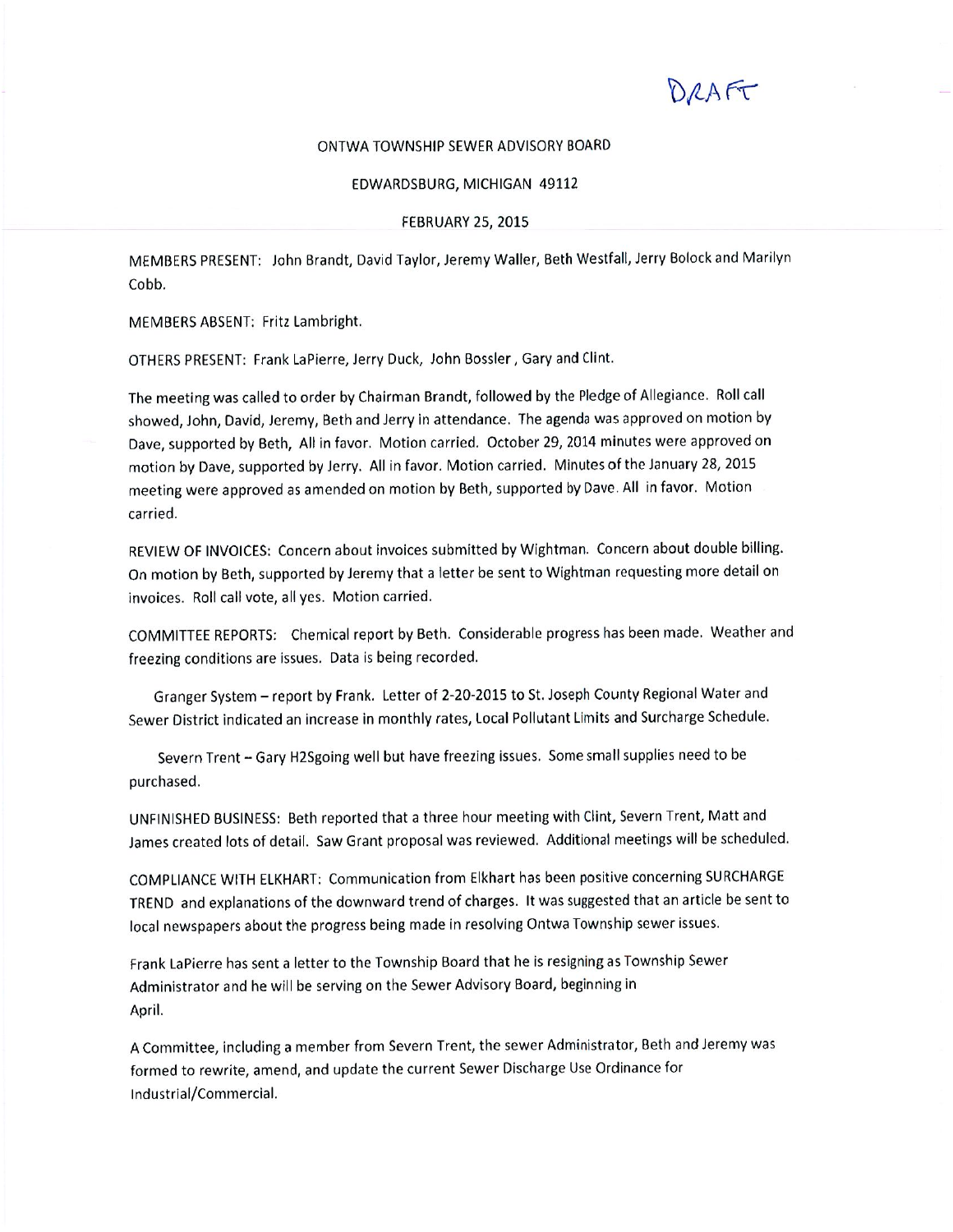DRAFT

ONTWA TOWNSHIP SEWER ADVISORY BOARD

EDWARDSBURG, MICHIGAN 49112

FEBRUARY 25, 2015

MEMBERS PRESENT: John Brandt, David Taylor, Jeremy Waller, Beth Westfall, Jerry Bolock and Marilyn Cobb.

MEMBERS ABSENT: Fritz Lambright.

OTHERS PRESENT: Frank LaPierre, Jerry Duck, John Bossler , Gary and Clint.

The meeting was called to order by Chairman Brandt, followed by the Pledge of Allegiance. Roll call showed, John, David, Jeremy, Beth and Jerry in attendance. The agenda was approved on motion by Dave, supported by Beth, All in favor. Motion carried. October 29, 2014 minutes were approved on motion by Dave, supported by Jerry. All in favor. Motion carried. Minutes of the January 28, 2015 meeting were approved as amended on motion by Beth, supported by Dave. All in favor. Motion carried.

REVIEW OF INVOICES: Concern about invoices submitted by Wightman. Concern about double billing. On motion by Beth, supported by Jeremy that a letter be sent to Wightman requesting more detail on invoices. Roll call vote, all yes. Motion carried.

COMMITTEE REPORTS: Chemical report by Beth. Considerable progress has been made. Weather and freezing conditions are issues. Data is being recorded.

Granger System – report by Frank. Letter of 2-20-2015 to St. Joseph County Regional Water and Sewer District indicated an increase in monthly rates, Local Pollutant Limits and Surcharge Schedule.

Severn Trent – Gary H2Sgoing well but have freezing issues. Some small supplies need to be purchased.

UNFINISHED BUSINESS: Beth reported that a three hour meeting with Clint, Severn Trent, Matt and James created lots of detail. Saw Grant proposal was reviewed. Additional meetings will be scheduled.

COMPLIANCE WITH ELKHART: Communication from Elkhart has been positive concerning SURCHARGE TREND and explanations of the downward trend of charges. It was suggested that an article be sent to local newspapers about the progress being made in resolving Ontwa Township sewer issues.

Frank LaPierre has sent a letter to the Township Board that he is resigning as Township Sewer Administrator and he will be serving on the Sewer Advisory Board, beginning in April.

A Committee, including a member from Severn Trent, the sewer Administrator, Beth and Jeremy was formed to rewrite, amend, and update the current Sewer Discharge Use Ordinance for Industrial/Commercial.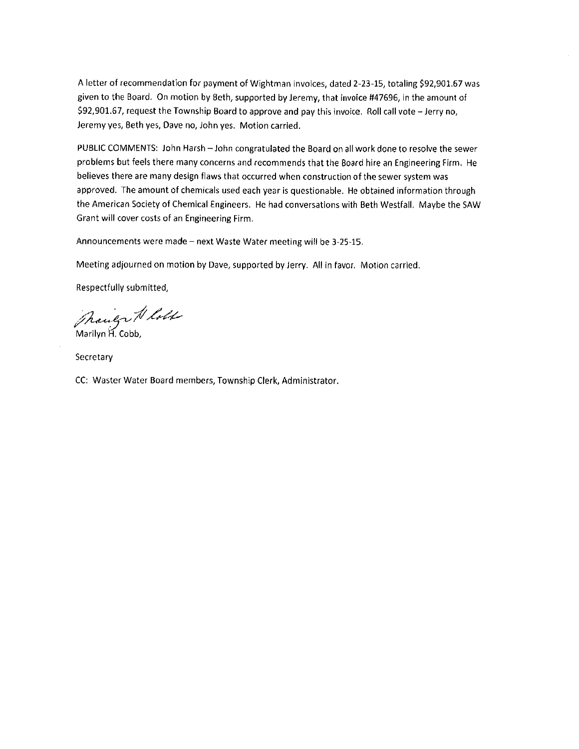A letter of recommendation for payment of Wightman invoices, dated 2-23-15, totaling $92,901.67 was given to the Board. On motion by Beth, supported by Jeremy, that invoice #47696, in the amount of $92,901.67, request the Township Board to approve and pay this invoice. Roll call vote – Jerry no, Jeremy yes, Beth yes, Dave no, John yes. Motion carried.

PUBLIC COMMENTS: John Harsh – John congratulated the Board on all work done to resolve the sewer problems but feels there many concerns and recommends that the Board hire an Engineering Firm. He believes there are many design flaws that occurred when construction of the sewer system was approved. The amount of chemicals used each year is questionable. He obtained information through the American Society of Chemical Engineers. He had conversations with Beth Westfall. Maybe the SAW Grant will cover costs of an Engineering Firm.

Announcements were made – next Waste Water meeting will be 3-25-15.

Meeting adjourned on motion by Dave, supported by Jerry. All in favor. Motion carried.

Respectfully submitted,

Marilyn H. Cobb,

Secretary

CC: Waster Water Board members, Township Clerk, Administrator.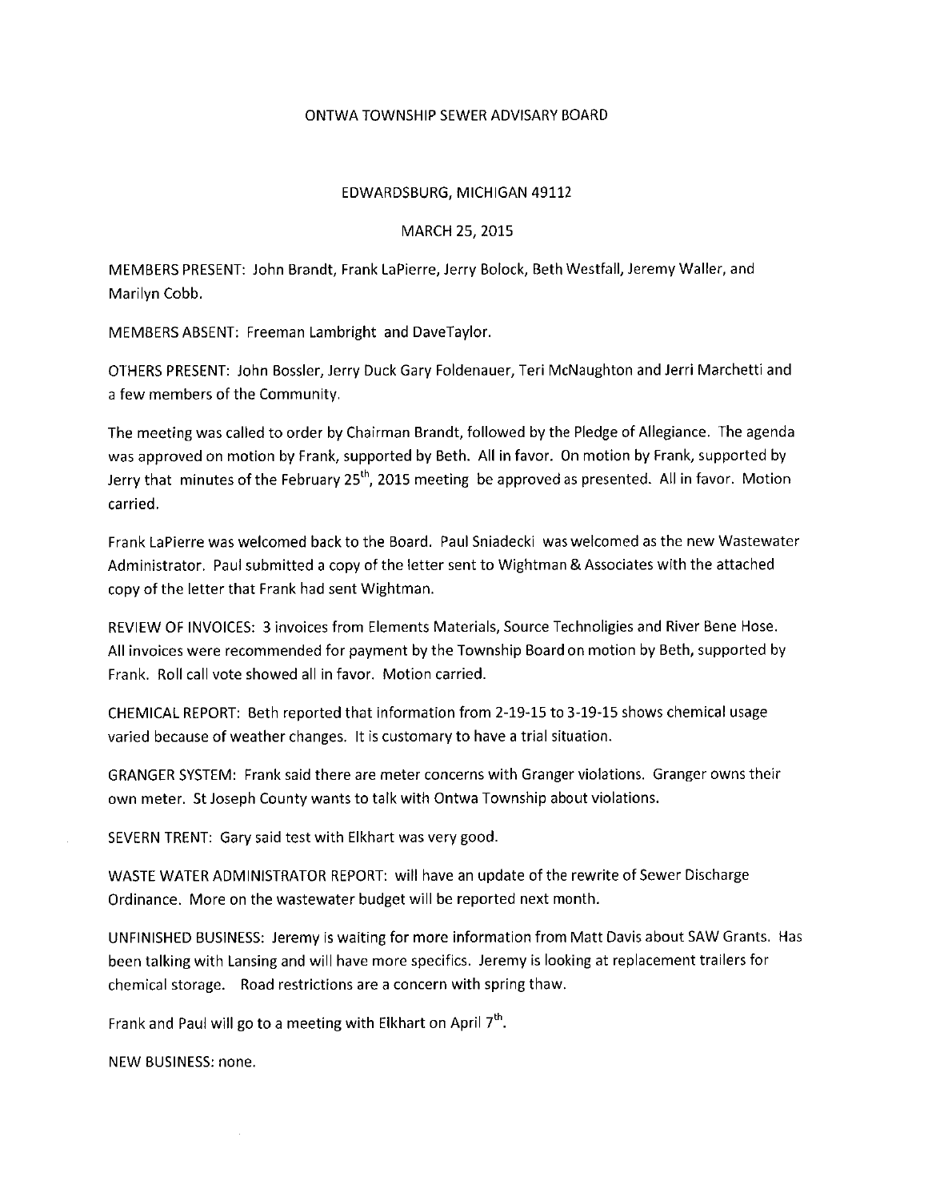# ONTWA TOWNSHIP SEWER ADVISARY BOARD

EDWARDSBURG, MICHIGAN 49112

MARCH 25, 2015

MEMBERS PRESENT: John Brandt, Frank LaPierre, Jerry Bolock, Beth Westfall, Jeremy Waller, and Marilyn Cobb.

MEMBERS ABSENT: Freeman Lambright and DaveTaylor.

OTHERS PRESENT: John Bossler, Jerry Duck Gary Foldenauer, Teri McNaughton and Jerri Marchetti and a few members of the Community.

The meeting was called to order by Chairman Brandt, followed by the Pledge of Allegiance. The agenda was approved on motion by Frank, supported by Beth. All in favor. On motion by Frank, supported by Jerry that minutes of the February 25th, 2015 meeting be approved as presented. All in favor. Motion carried.

Frank LaPierre was welcomed back to the Board. Paul Sniadecki was welcomed as the new Wastewater Administrator. Paul submitted a copy of the letter sent to Wightman & Associates with the attached copy of the letter that Frank had sent Wightman.

REVIEW OF INVOICES: 3 invoices from Elements Materials, Source Technoligies and River Bene Hose. All invoices were recommended for payment by the Township Board on motion by Beth, supported by Frank. Roll call vote showed all in favor. Motion carried.

CHEMICAL REPORT: Beth reported that information from 2-19-15 to 3-19-15 shows chemical usage varied because of weather changes. It is customary to have a trial situation.

GRANGER SYSTEM: Frank said there are meter concerns with Granger violations. Granger owns their own meter. St Joseph County wants to talk with Ontwa Township about violations.

SEVERN TRENT: Gary said test with Elkhart was very good.

WASTE WATER ADMINISTRATOR REPORT: will have an update of the rewrite of Sewer Discharge Ordinance. More on the wastewater budget will be reported next month.

UNFINISHED BUSINESS: Jeremy is waiting for more information from Matt Davis about SAW Grants. Has been talking with Lansing and will have more specifics. Jeremy is looking at replacement trailers for chemical storage. Road restrictions are a concern with spring thaw.

Frank and Paul will go to a meeting with Elkhart on April 7th.

NEW BUSINESS: none.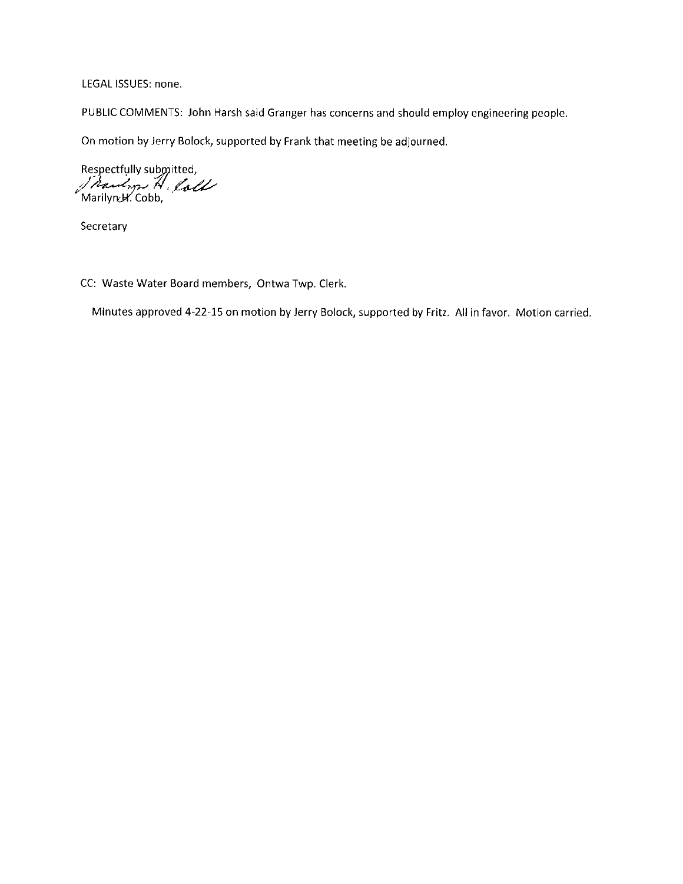LEGAL ISSUES: none.

PUBLIC COMMENTS: John Harsh said Granger has concerns and should employ engineering people.

On motion by Jerry Bolock, supported by Frank that meeting be adjourned.

Respectfully submitted,

Marilyn H. Cobb,

Secretary

CC: Waste Water Board members, Ontwa Twp. Clerk.

Minutes approved 4-22-15 on motion by Jerry Bolock, supported by Fritz. All in favor. Motion carried.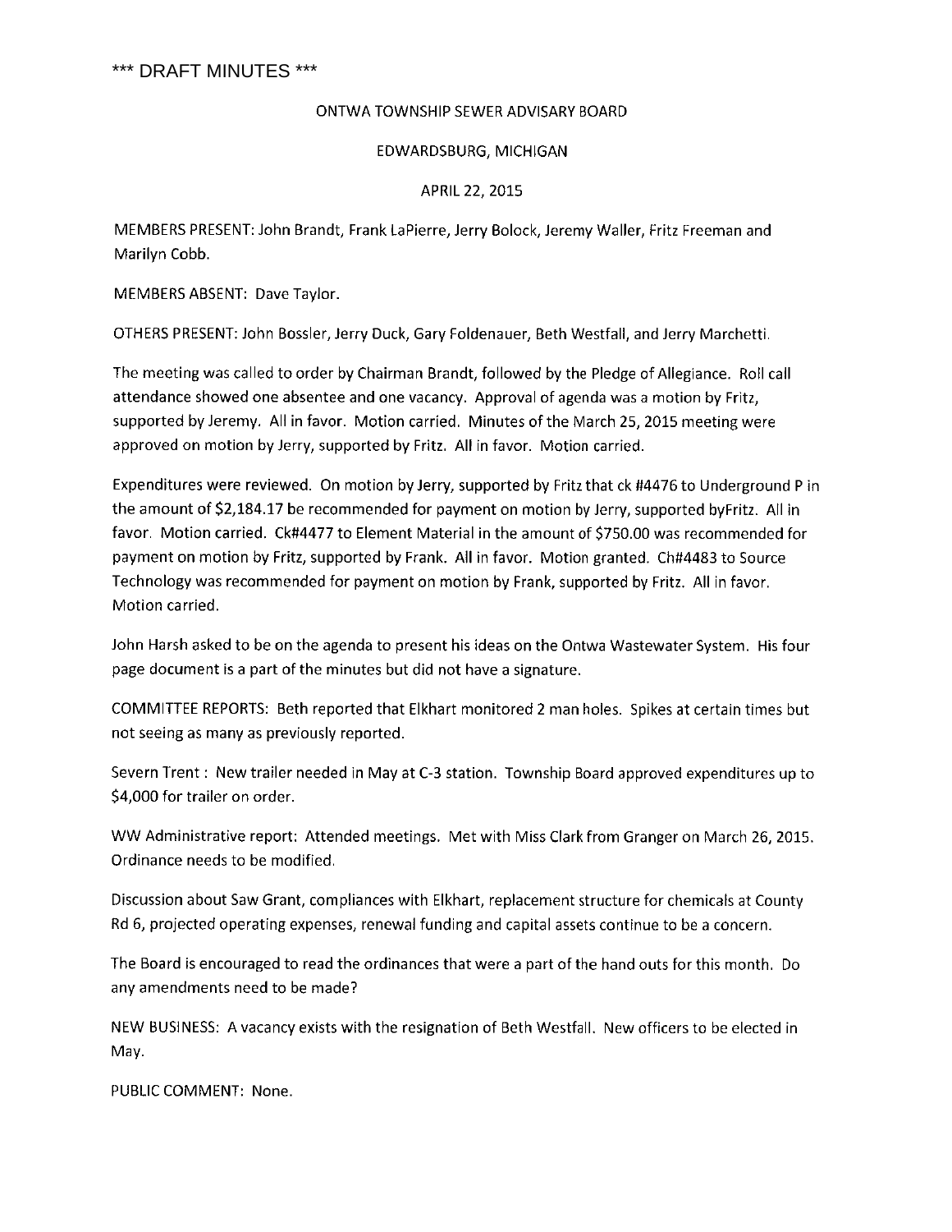*** DRAFT MINUTES ***

ONTWA TOWNSHIP SEWER ADVISARY BOARD

EDWARDSBURG, MICHIGAN

APRIL 22, 2015

MEMBERS PRESENT: John Brandt, Frank LaPierre, Jerry Bolock, Jeremy Waller, Fritz Freeman and Marilyn Cobb.

MEMBERS ABSENT: Dave Taylor.

OTHERS PRESENT: John Bossler, Jerry Duck, Gary Foldenauer, Beth Westfall, and Jerry Marchetti.

The meeting was called to order by Chairman Brandt, followed by the Pledge of Allegiance. Roll call attendance showed one absentee and one vacancy. Approval of agenda was a motion by Fritz, supported by Jeremy. All in favor. Motion carried. Minutes of the March 25, 2015 meeting were approved on motion by Jerry, supported by Fritz. All in favor. Motion carried.

Expenditures were reviewed. On motion by Jerry, supported by Fritz that ck #4476 to Underground P in the amount of $2,184.17 be recommended for payment on motion by Jerry, supported byFritz. All in favor. Motion carried. Ck#4477 to Element Material in the amount of $750.00 was recommended for payment on motion by Fritz, supported by Frank. All in favor. Motion granted. Ch#4483 to Source Technology was recommended for payment on motion by Frank, supported by Fritz. All in favor. Motion carried.

John Harsh asked to be on the agenda to present his ideas on the Ontwa Wastewater System. His four page document is a part of the minutes but did not have a signature.

COMMITTEE REPORTS: Beth reported that Elkhart monitored 2 man holes. Spikes at certain times but not seeing as many as previously reported.

Severn Trent : New trailer needed in May at C-3 station. Township Board approved expenditures up to $4,000 for trailer on order.

WW Administrative report: Attended meetings. Met with Miss Clark from Granger on March 26, 2015. Ordinance needs to be modified.

Discussion about Saw Grant, compliances with Elkhart, replacement structure for chemicals at County Rd 6, projected operating expenses, renewal funding and capital assets continue to be a concern.

The Board is encouraged to read the ordinances that were a part of the hand outs for this month. Do any amendments need to be made?

NEW BUSINESS: A vacancy exists with the resignation of Beth Westfall. New officers to be elected in May.

PUBLIC COMMENT: None.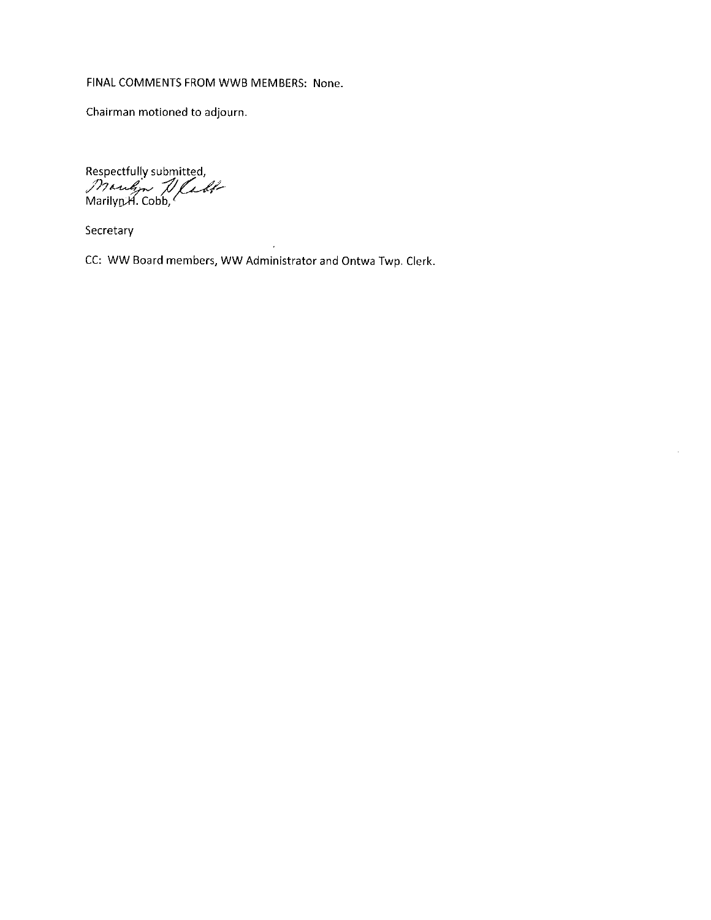FINAL COMMENTS FROM WWB MEMBERS: None.

Chairman motioned to adjourn.

Respectfully submitted,
Marilyn H. Cobb,

Secretary

CC: WW Board members, WW Administrator and Ontwa Twp. Clerk.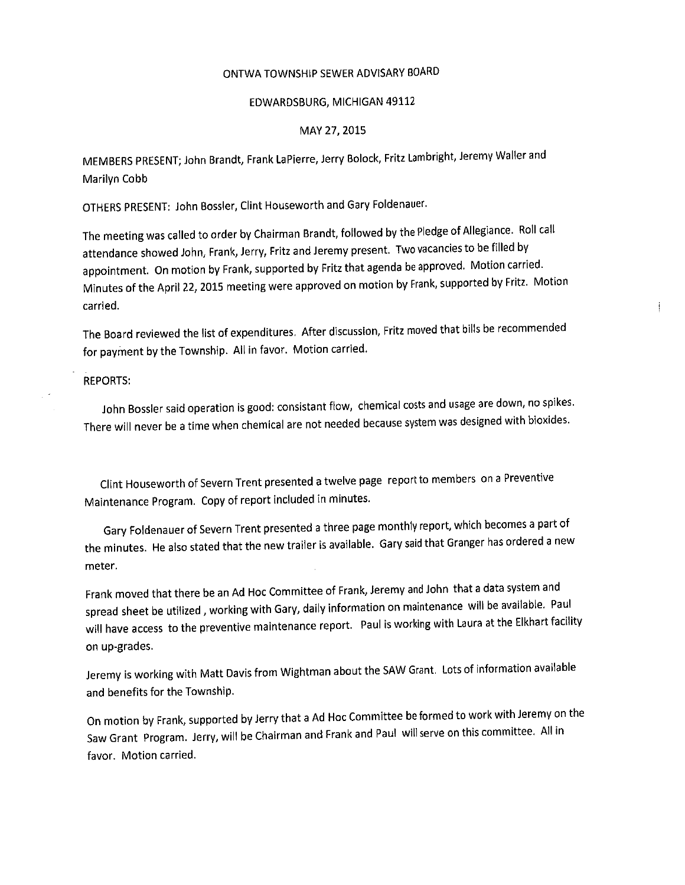ONTWA TOWNSHIP SEWER ADVISARY BOARD

EDWARDSBURG, MICHIGAN 49112

MAY 27, 2015

MEMBERS PRESENT; John Brandt, Frank LaPierre, Jerry Bolock, Fritz Lambright, Jeremy Waller and Marilyn Cobb

OTHERS PRESENT: John Bossler, Clint Houseworth and Gary Foldenauer.

The meeting was called to order by Chairman Brandt, followed by the Pledge of Allegiance. Roll call attendance showed John, Frank, Jerry, Fritz and Jeremy present. Two vacancies to be filled by appointment. On motion by Frank, supported by Fritz that agenda be approved. Motion carried. Minutes of the April 22, 2015 meeting were approved on motion by Frank, supported by Fritz. Motion carried.

The Board reviewed the list of expenditures. After discussion, Fritz moved that bills be recommended for payment by the Township. All in favor. Motion carried.

REPORTS:

John Bossler said operation is good: consistant flow, chemical costs and usage are down, no spikes. There will never be a time when chemical are not needed because system was designed with bioxides.

Clint Houseworth of Severn Trent presented a twelve page report to members on a Preventive Maintenance Program. Copy of report included in minutes.

Gary Foldenauer of Severn Trent presented a three page monthly report, which becomes a part of the minutes. He also stated that the new trailer is available. Gary said that Granger has ordered a new meter.

Frank moved that there be an Ad Hoc Committee of Frank, Jeremy and John that a data system and spread sheet be utilized , working with Gary, daily information on maintenance will be available. Paul will have access to the preventive maintenance report. Paul is working with Laura at the Elkhart facility on up-grades.

Jeremy is working with Matt Davis from Wightman about the SAW Grant. Lots of information available and benefits for the Township.

On motion by Frank, supported by Jerry that a Ad Hoc Committee be formed to work with Jeremy on the Saw Grant Program. Jerry, will be Chairman and Frank and Paul will serve on this committee. All in favor. Motion carried.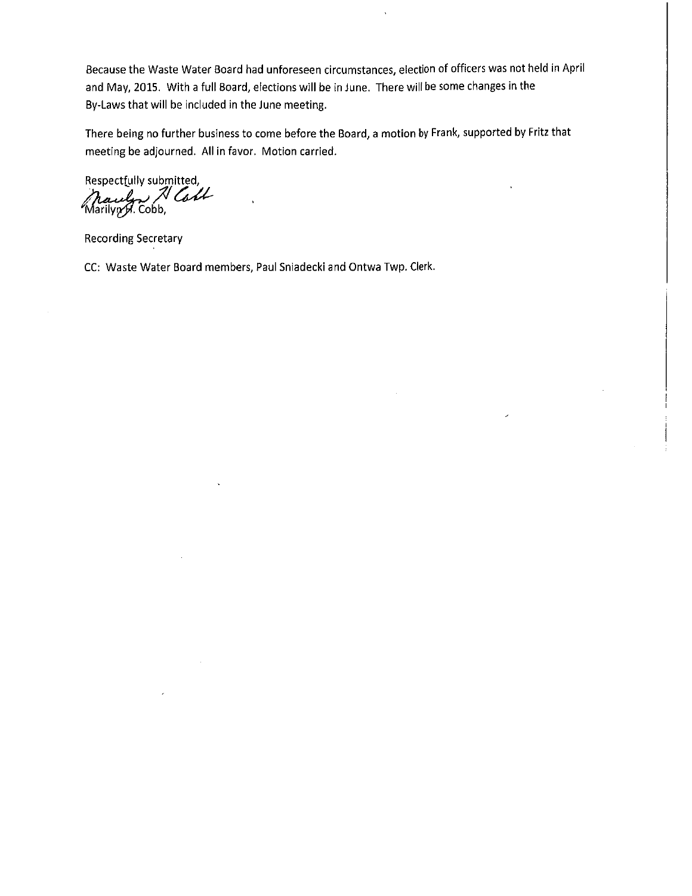Because the Waste Water Board had unforeseen circumstances, election of officers was not held in April and May, 2015. With a full Board, elections will be in June. There will be some changes in the By-Laws that will be included in the June meeting.

There being no further business to come before the Board, a motion by Frank, supported by Fritz that meeting be adjourned. All in favor. Motion carried.

Respectfully submitted,

Marilyn H. Cobb,

Recording Secretary

CC: Waste Water Board members, Paul Sniadecki and Ontwa Twp. Clerk.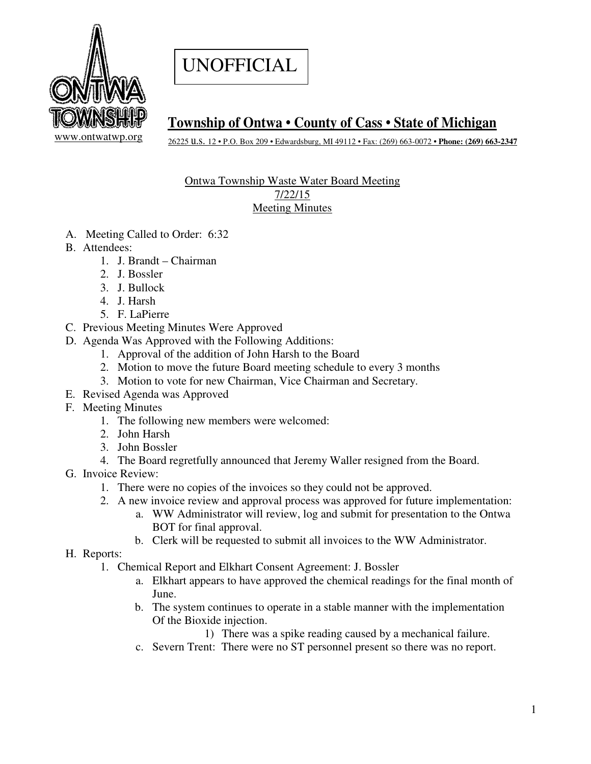UNOFFICIAL

**Township of Ontwa • County of Cass • State of Michigan**

www.ontwatwp.org

26225 U.S. 12 • P.O. Box 209 • Edwardsburg, MI 49112 • Fax: (269) 663-0072 • **Phone: (269) 663-2347**

Ontwa Township Waste Water Board Meeting
7/22/15
Meeting Minutes

A. Meeting Called to Order: 6:32
B. Attendees:
   1. J. Brandt – Chairman
   2. J. Bossler
   3. J. Bullock
   4. J. Harsh
   5. F. LaPierre
C. Previous Meeting Minutes Were Approved
D. Agenda Was Approved with the Following Additions:
   1. Approval of the addition of John Harsh to the Board
   2. Motion to move the future Board meeting schedule to every 3 months
   3. Motion to vote for new Chairman, Vice Chairman and Secretary.
E. Revised Agenda was Approved
F. Meeting Minutes
   1. The following new members were welcomed:
   2. John Harsh
   3. John Bossler
   4. The Board regretfully announced that Jeremy Waller resigned from the Board.
G. Invoice Review:
   1. There were no copies of the invoices so they could not be approved.
   2. A new invoice review and approval process was approved for future implementation:
      a. WW Administrator will review, log and submit for presentation to the Ontwa BOT for final approval.
      b. Clerk will be requested to submit all invoices to the WW Administrator.
H. Reports:
   1. Chemical Report and Elkhart Consent Agreement: J. Bossler
      a. Elkhart appears to have approved the chemical readings for the final month of June.
      b. The system continues to operate in a stable manner with the implementation Of the Bioxide injection.
         1) There was a spike reading caused by a mechanical failure.
      c. Severn Trent: There were no ST personnel present so there was no report.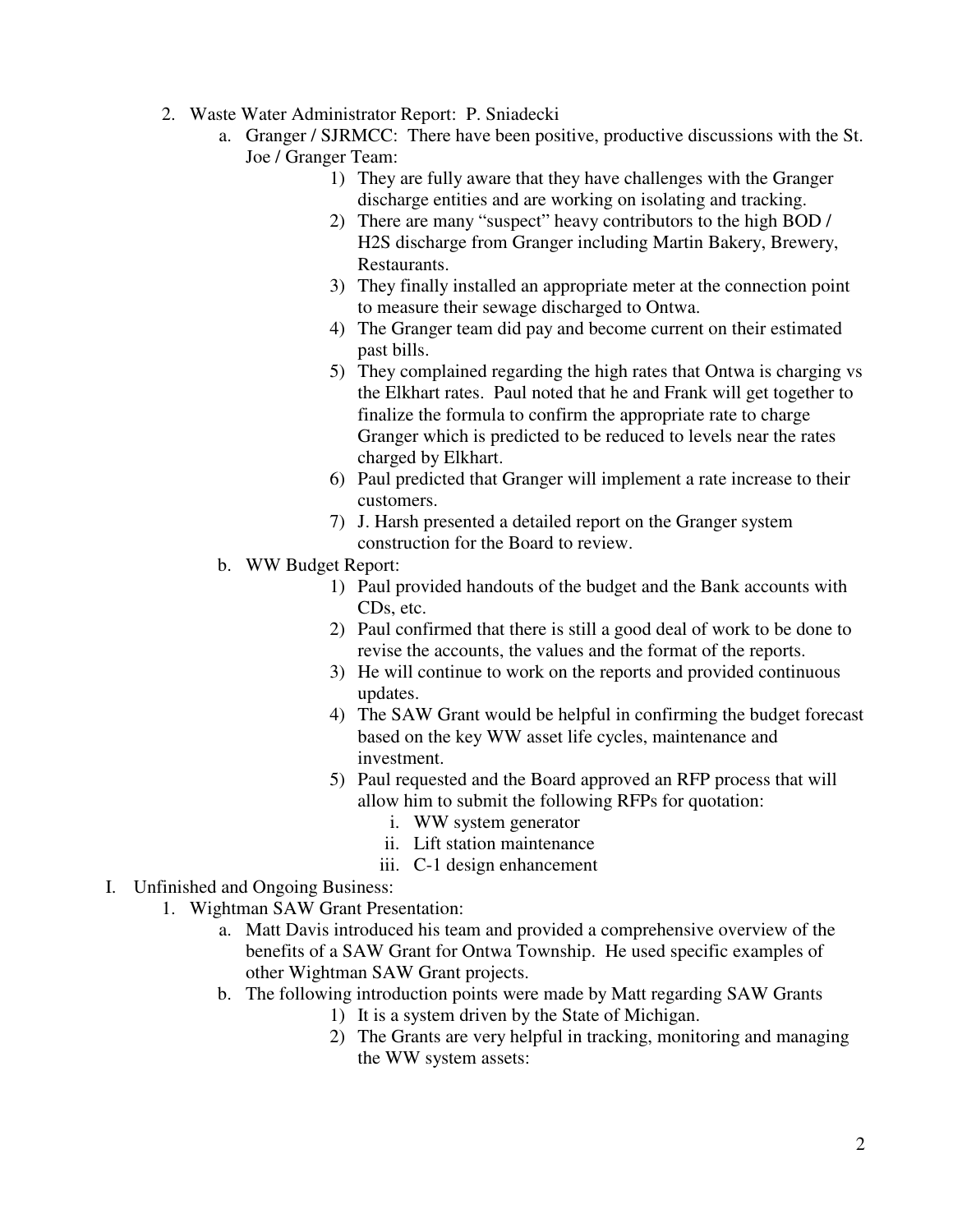2. Waste Water Administrator Report: P. Sniadecki
   a. Granger / SJRMCC: There have been positive, productive discussions with the St. Joe / Granger Team:
      1) They are fully aware that they have challenges with the Granger discharge entities and are working on isolating and tracking.
      2) There are many "suspect" heavy contributors to the high BOD / H2S discharge from Granger including Martin Bakery, Brewery, Restaurants.
      3) They finally installed an appropriate meter at the connection point to measure their sewage discharged to Ontwa.
      4) The Granger team did pay and become current on their estimated past bills.
      5) They complained regarding the high rates that Ontwa is charging vs the Elkhart rates. Paul noted that he and Frank will get together to finalize the formula to confirm the appropriate rate to charge Granger which is predicted to be reduced to levels near the rates charged by Elkhart.
      6) Paul predicted that Granger will implement a rate increase to their customers.
      7) J. Harsh presented a detailed report on the Granger system construction for the Board to review.
   b. WW Budget Report:
      1) Paul provided handouts of the budget and the Bank accounts with CDs, etc.
      2) Paul confirmed that there is still a good deal of work to be done to revise the accounts, the values and the format of the reports.
      3) He will continue to work on the reports and provided continuous updates.
      4) The SAW Grant would be helpful in confirming the budget forecast based on the key WW asset life cycles, maintenance and investment.
      5) Paul requested and the Board approved an RFP process that will allow him to submit the following RFPs for quotation:
         i. WW system generator
         ii. Lift station maintenance
         iii. C-1 design enhancement

I. Unfinished and Ongoing Business:
   1. Wightman SAW Grant Presentation:
      a. Matt Davis introduced his team and provided a comprehensive overview of the benefits of a SAW Grant for Ontwa Township. He used specific examples of other Wightman SAW Grant projects.
      b. The following introduction points were made by Matt regarding SAW Grants
         1) It is a system driven by the State of Michigan.
         2) The Grants are very helpful in tracking, monitoring and managing the WW system assets: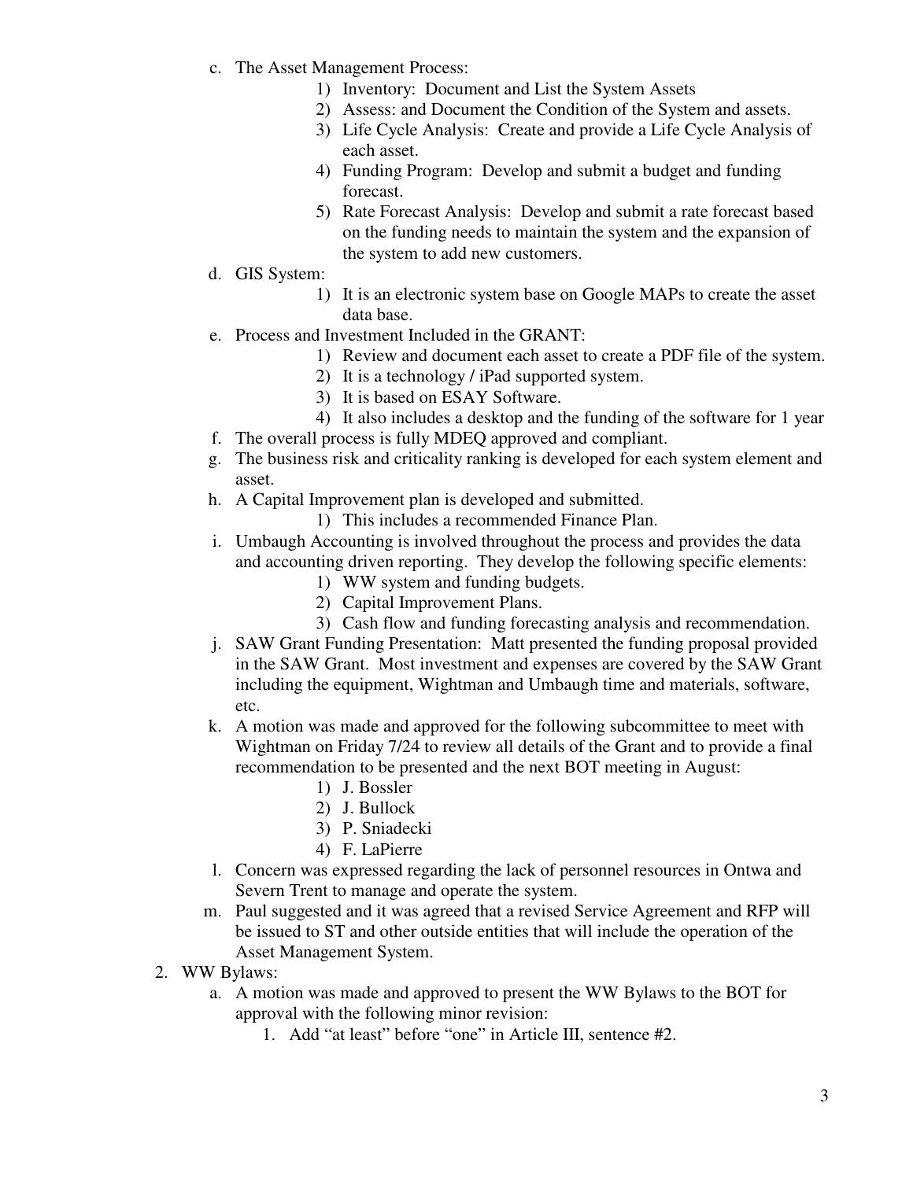c. The Asset Management Process:
    1) Inventory: Document and List the System Assets
    2) Assess: and Document the Condition of the System and assets.
    3) Life Cycle Analysis: Create and provide a Life Cycle Analysis of each asset.
    4) Funding Program: Develop and submit a budget and funding forecast.
    5) Rate Forecast Analysis: Develop and submit a rate forecast based on the funding needs to maintain the system and the expansion of the system to add new customers.

d. GIS System:
    1) It is an electronic system base on Google MAPs to create the asset data base.

e. Process and Investment Included in the GRANT:
    1) Review and document each asset to create a PDF file of the system.
    2) It is a technology / iPad supported system.
    3) It is based on ESAY Software.
    4) It also includes a desktop and the funding of the software for 1 year

f. The overall process is fully MDEQ approved and compliant.

g. The business risk and criticality ranking is developed for each system element and asset.

h. A Capital Improvement plan is developed and submitted.
    1) This includes a recommended Finance Plan.

i. Umbaugh Accounting is involved throughout the process and provides the data and accounting driven reporting. They develop the following specific elements:
    1) WW system and funding budgets.
    2) Capital Improvement Plans.
    3) Cash flow and funding forecasting analysis and recommendation.

j. SAW Grant Funding Presentation: Matt presented the funding proposal provided in the SAW Grant. Most investment and expenses are covered by the SAW Grant including the equipment, Wightman and Umbaugh time and materials, software, etc.

k. A motion was made and approved for the following subcommittee to meet with Wightman on Friday 7/24 to review all details of the Grant and to provide a final recommendation to be presented and the next BOT meeting in August:
    1) J. Bossler
    2) J. Bullock
    3) P. Sniadecki
    4) F. LaPierre

l. Concern was expressed regarding the lack of personnel resources in Ontwa and Severn Trent to manage and operate the system.

m. Paul suggested and it was agreed that a revised Service Agreement and RFP will be issued to ST and other outside entities that will include the operation of the Asset Management System.

2. WW Bylaws:
    a. A motion was made and approved to present the WW Bylaws to the BOT for approval with the following minor revision:
        1. Add "at least" before "one" in Article III, sentence #2.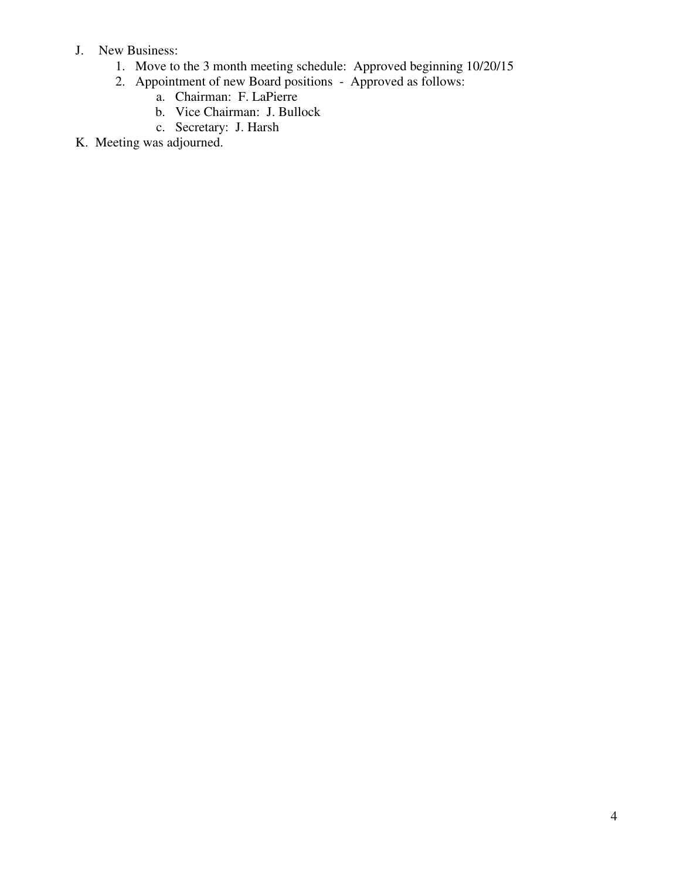J. New Business:
   1. Move to the 3 month meeting schedule: Approved beginning 10/20/15
   2. Appointment of new Board positions - Approved as follows:
      a. Chairman: F. LaPierre
      b. Vice Chairman: J. Bullock
      c. Secretary: J. Harsh

K. Meeting was adjourned.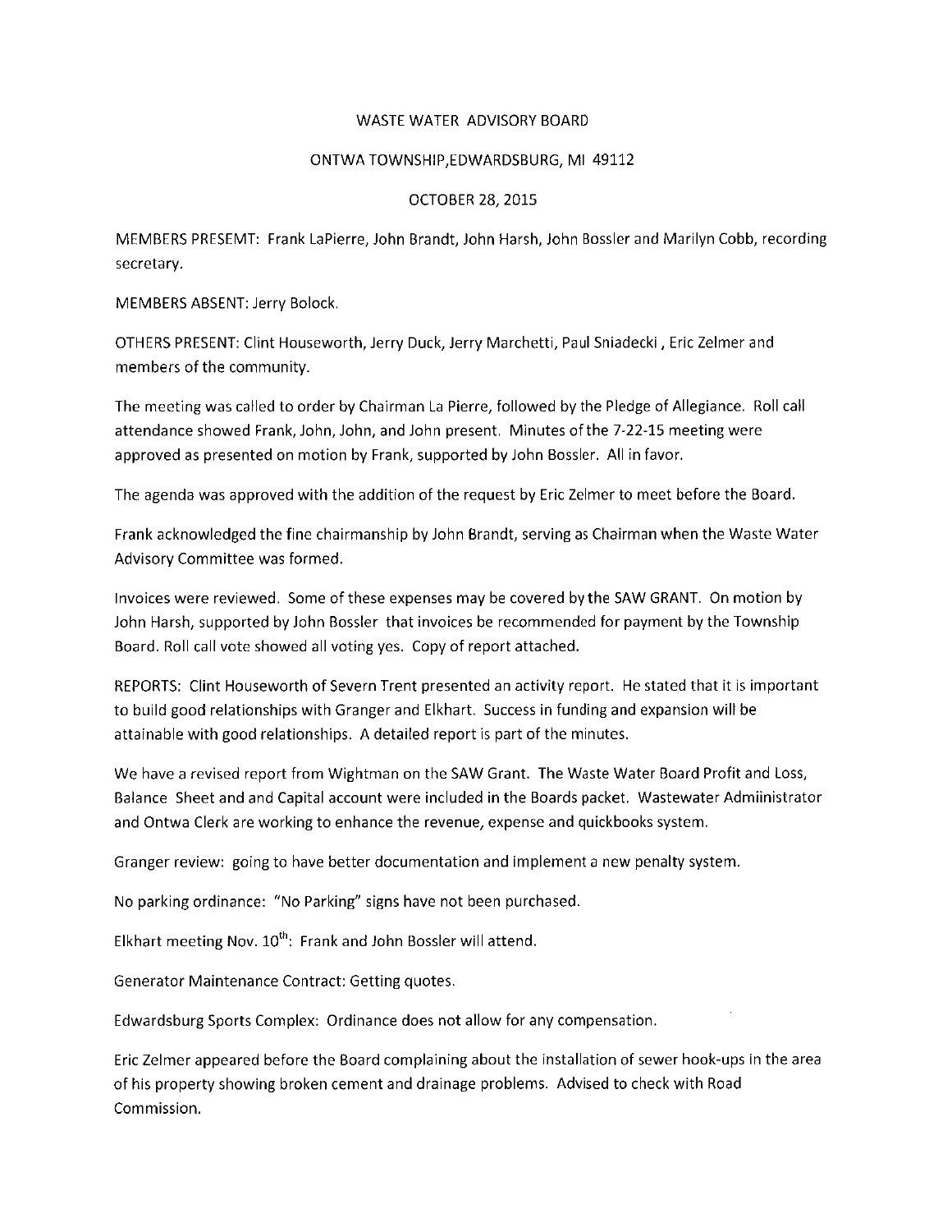WASTE WATER ADVISORY BOARD

ONTWA TOWNSHIP,EDWARDSBURG, MI 49112

OCTOBER 28, 2015

MEMBERS PRESEMT: Frank LaPierre, John Brandt, John Harsh, John Bossler and Marilyn Cobb, recording secretary.

MEMBERS ABSENT: Jerry Bolock.

OTHERS PRESENT: Clint Houseworth, Jerry Duck, Jerry Marchetti, Paul Sniadecki , Eric Zelmer and members of the community.

The meeting was called to order by Chairman La Pierre, followed by the Pledge of Allegiance. Roll call attendance showed Frank, John, John, and John present. Minutes of the 7-22-15 meeting were approved as presented on motion by Frank, supported by John Bossler. All in favor.

The agenda was approved with the addition of the request by Eric Zelmer to meet before the Board.

Frank acknowledged the fine chairmanship by John Brandt, serving as Chairman when the Waste Water Advisory Committee was formed.

Invoices were reviewed. Some of these expenses may be covered by the SAW GRANT. On motion by John Harsh, supported by John Bossler that invoices be recommended for payment by the Township Board. Roll call vote showed all voting yes. Copy of report attached.

REPORTS: Clint Houseworth of Severn Trent presented an activity report. He stated that it is important to build good relationships with Granger and Elkhart. Success in funding and expansion will be attainable with good relationships. A detailed report is part of the minutes.

We have a revised report from Wightman on the SAW Grant. The Waste Water Board Profit and Loss, Balance Sheet and and Capital account were included in the Boards packet. Wastewater Admiinistrator and Ontwa Clerk are working to enhance the revenue, expense and quickbooks system.

Granger review: going to have better documentation and implement a new penalty system.

No parking ordinance: "No Parking" signs have not been purchased.

Elkhart meeting Nov. 10th: Frank and John Bossler will attend.

Generator Maintenance Contract: Getting quotes.

Edwardsburg Sports Complex: Ordinance does not allow for any compensation.

Eric Zelmer appeared before the Board complaining about the installation of sewer hook-ups in the area of his property showing broken cement and drainage problems. Advised to check with Road Commission.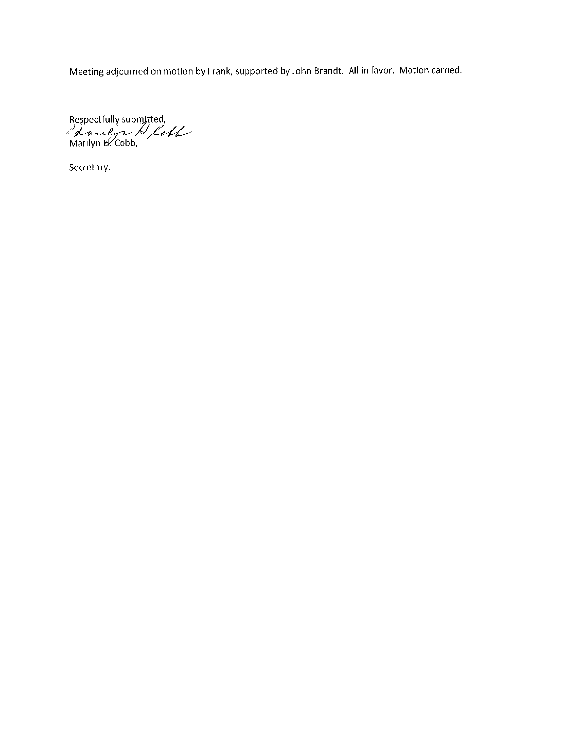Meeting adjourned on motion by Frank, supported by John Brandt. All in favor. Motion carried.

Respectfully submitted,
Marilyn H. Cobb,

Secretary.